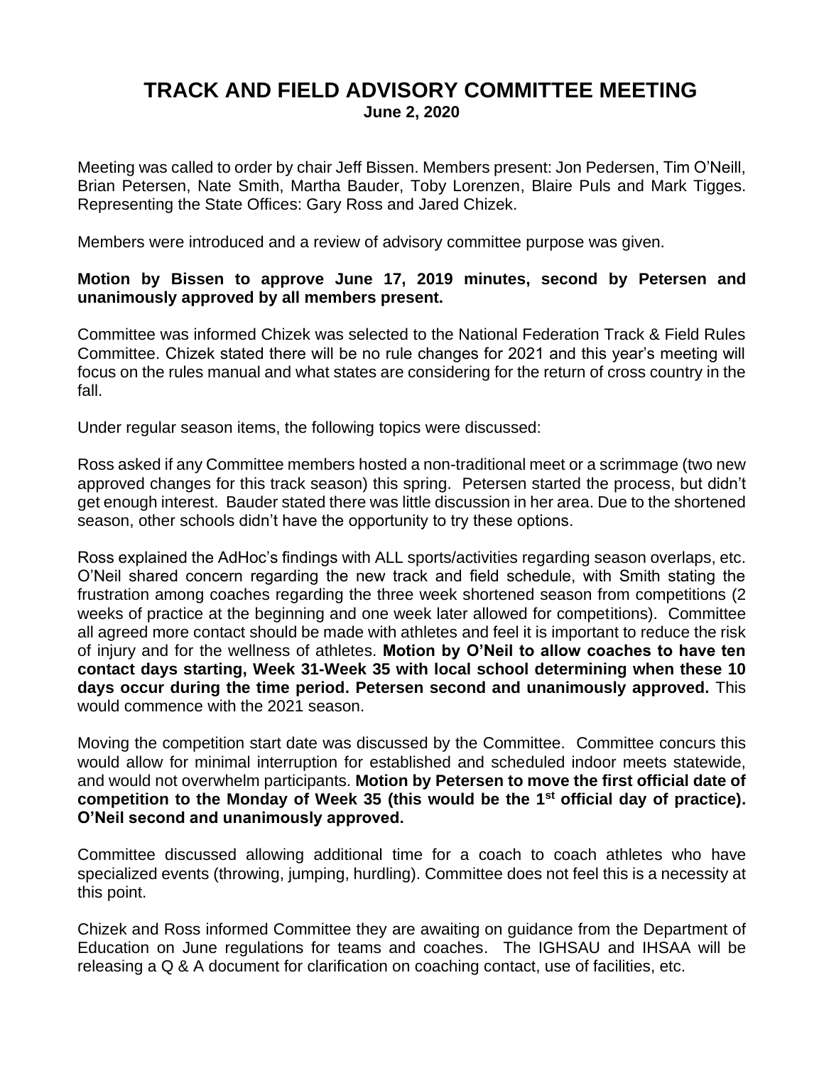# TRACK AND FIELD ADVISORY COMMITTEE MEETING

**June 2, 2020**

Meeting was called to order by chair Jeff Bissen. Members present: Jon Pedersen, Tim O'Neill, Brian Petersen, Nate Smith, Martha Bauder, Toby Lorenzen, Blaire Puls and Mark Tigges. Representing the State Offices: Gary Ross and Jared Chizek.

Members were introduced and a review of advisory committee purpose was given.

**Motion by Bissen to approve June 17, 2019 minutes, second by Petersen and unanimously approved by all members present.**

Committee was informed Chizek was selected to the National Federation Track & Field Rules Committee. Chizek stated there will be no rule changes for 2021 and this year's meeting will focus on the rules manual and what states are considering for the return of cross country in the fall.

Under regular season items, the following topics were discussed:

Ross asked if any Committee members hosted a non-traditional meet or a scrimmage (two new approved changes for this track season) this spring. Petersen started the process, but didn't get enough interest. Bauder stated there was little discussion in her area. Due to the shortened season, other schools didn't have the opportunity to try these options.

Ross explained the AdHoc's findings with ALL sports/activities regarding season overlaps, etc. O'Neil shared concern regarding the new track and field schedule, with Smith stating the frustration among coaches regarding the three week shortened season from competitions (2 weeks of practice at the beginning and one week later allowed for competitions). Committee all agreed more contact should be made with athletes and feel it is important to reduce the risk of injury and for the wellness of athletes. **Motion by O'Neil to allow coaches to have ten contact days starting, Week 31-Week 35 with local school determining when these 10 days occur during the time period. Petersen second and unanimously approved.** This would commence with the 2021 season.

Moving the competition start date was discussed by the Committee. Committee concurs this would allow for minimal interruption for established and scheduled indoor meets statewide, and would not overwhelm participants. **Motion by Petersen to move the first official date of competition to the Monday of Week 35 (this would be the 1st official day of practice). O'Neil second and unanimously approved.**

Committee discussed allowing additional time for a coach to coach athletes who have specialized events (throwing, jumping, hurdling). Committee does not feel this is a necessity at this point.

Chizek and Ross informed Committee they are awaiting on guidance from the Department of Education on June regulations for teams and coaches. The IGHSAU and IHSAA will be releasing a Q & A document for clarification on coaching contact, use of facilities, etc.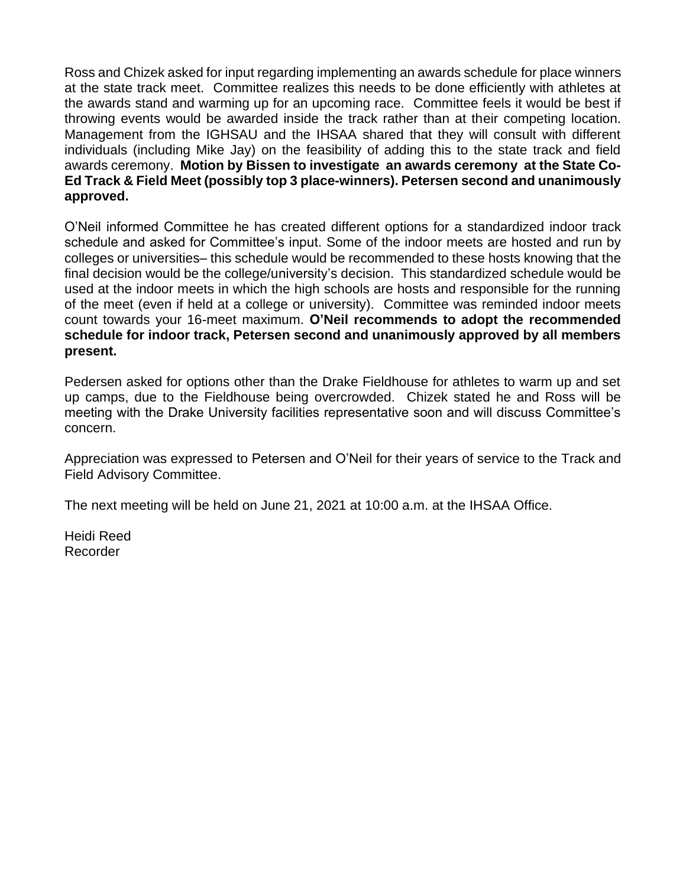Ross and Chizek asked for input regarding implementing an awards schedule for place winners at the state track meet. Committee realizes this needs to be done efficiently with athletes at the awards stand and warming up for an upcoming race. Committee feels it would be best if throwing events would be awarded inside the track rather than at their competing location. Management from the IGHSAU and the IHSAA shared that they will consult with different individuals (including Mike Jay) on the feasibility of adding this to the state track and field awards ceremony. **Motion by Bissen to investigate an awards ceremony at the State Co-Ed Track & Field Meet (possibly top 3 place-winners). Petersen second and unanimously approved.**

O'Neil informed Committee he has created different options for a standardized indoor track schedule and asked for Committee's input. Some of the indoor meets are hosted and run by colleges or universities– this schedule would be recommended to these hosts knowing that the final decision would be the college/university's decision. This standardized schedule would be used at the indoor meets in which the high schools are hosts and responsible for the running of the meet (even if held at a college or university). Committee was reminded indoor meets count towards your 16-meet maximum. **O'Neil recommends to adopt the recommended schedule for indoor track, Petersen second and unanimously approved by all members present.**

Pedersen asked for options other than the Drake Fieldhouse for athletes to warm up and set up camps, due to the Fieldhouse being overcrowded. Chizek stated he and Ross will be meeting with the Drake University facilities representative soon and will discuss Committee's concern.

Appreciation was expressed to Petersen and O'Neil for their years of service to the Track and Field Advisory Committee.

The next meeting will be held on June 21, 2021 at 10:00 a.m. at the IHSAA Office.

Heidi Reed
Recorder